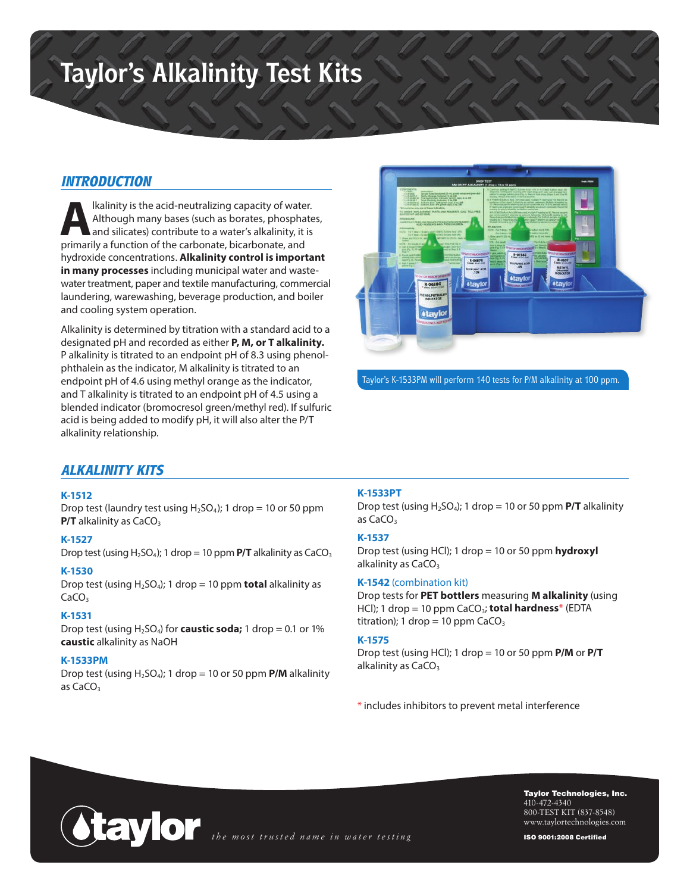# Taylor's Alkalinity Test Kits

## INTRODUCTION

Alkalinity is the acid-neutralizing capacity of water. Although many bases (such as borates, phosphates, and silicates) contribute to a water's alkalinity, it is primarily a function of the carbonate, bicarbonate, and hydroxide concentrations. **Alkalinity control is important in many processes** including municipal water and wastewater treatment, paper and textile manufacturing, commercial laundering, warewashing, beverage production, and boiler and cooling system operation.

Alkalinity is determined by titration with a standard acid to a designated pH and recorded as either **P, M, or T alkalinity.** P alkalinity is titrated to an endpoint pH of 8.3 using phenolphthalein as the indicator, M alkalinity is titrated to an endpoint pH of 4.6 using methyl orange as the indicator, and T alkalinity is titrated to an endpoint pH of 4.5 using a blended indicator (bromocresol green/methyl red). If sulfuric acid is being added to modify pH, it will also alter the P/T alkalinity relationship.

Taylor's K-1533PM will perform 140 tests for P/M alkalinity at 100 ppm.

## ALKALINITY KITS

### K-1512
Drop test (laundry test using $H_2SO_4$); 1 drop = 10 or 50 ppm **P/T** alkalinity as $CaCO_3$

### K-1527
Drop test (using $H_2SO_4$); 1 drop = 10 ppm **P/T** alkalinity as $CaCO_3$

### K-1530
Drop test (using $H_2SO_4$); 1 drop = 10 ppm **total** alkalinity as $CaCO_3$

### K-1531
Drop test (using $H_2SO_4$) for **caustic soda;** 1 drop = 0.1 or 1% **caustic** alkalinity as NaOH

### K-1533PM
Drop test (using $H_2SO_4$); 1 drop = 10 or 50 ppm **P/M** alkalinity as $CaCO_3$

### K-1533PT
Drop test (using $H_2SO_4$); 1 drop = 10 or 50 ppm **P/T** alkalinity as $CaCO_3$

### K-1537
Drop test (using HCl); 1 drop = 10 or 50 ppm **hydroxyl** alkalinity as $CaCO_3$

### K-1542 (combination kit)
Drop tests for **PET bottlers** measuring **M alkalinity** (using HCl); 1 drop = 10 ppm $CaCO_3$; **total hardness*** (EDTA titration); 1 drop = 10 ppm $CaCO_3$

### K-1575
Drop test (using HCl); 1 drop = 10 or 50 ppm **P/M** or **P/T** alkalinity as $CaCO_3$

* includes inhibitors to prevent metal interference

taylor *the most trusted name in water testing*

**Taylor Technologies, Inc.**
410-472-4340
800-TEST KIT (837-8548)
www.taylortechnologies.com

**ISO 9001:2008 Certified**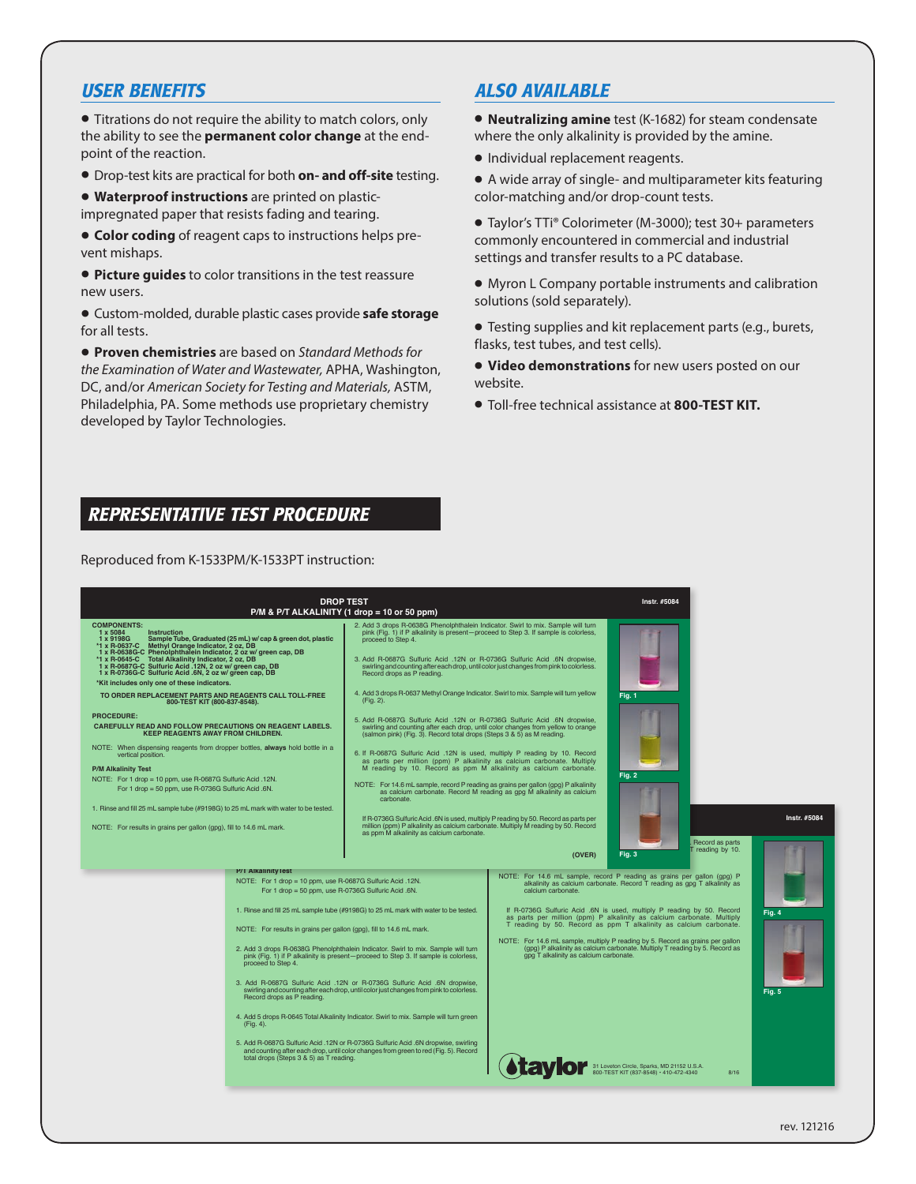## USER BENEFITS

- Titrations do not require the ability to match colors, only the ability to see the **permanent color change** at the endpoint of the reaction.
- Drop-test kits are practical for both **on- and off-site** testing.
- **Waterproof instructions** are printed on plastic-impregnated paper that resists fading and tearing.
- **Color coding** of reagent caps to instructions helps prevent mishaps.
- **Picture guides** to color transitions in the test reassure new users.
- Custom-molded, durable plastic cases provide **safe storage** for all tests.
- **Proven chemistries** are based on *Standard Methods for the Examination of Water and Wastewater,* APHA, Washington, DC, and/or *American Society for Testing and Materials,* ASTM, Philadelphia, PA. Some methods use proprietary chemistry developed by Taylor Technologies.

## ALSO AVAILABLE

- **Neutralizing amine** test (K-1682) for steam condensate where the only alkalinity is provided by the amine.
- Individual replacement reagents.
- A wide array of single- and multiparameter kits featuring color-matching and/or drop-count tests.
- Taylor's TTi® Colorimeter (M-3000); test 30+ parameters commonly encountered in commercial and industrial settings and transfer results to a PC database.
- Myron L Company portable instruments and calibration solutions (sold separately).
- Testing supplies and kit replacement parts (e.g., burets, flasks, test tubes, and test cells).
- **Video demonstrations** for new users posted on our website.
- Toll-free technical assistance at **800-TEST KIT.**

## REPRESENTATIVE TEST PROCEDURE

Reproduced from K-1533PM/K-1533PT instruction:

**DROP TEST**
**P/M & P/T ALKALINITY (1 drop = 10 or 50 ppm)**

Instr. #5084

**COMPONENTS:**

- 1 x 5084 Instruction
- 1 x 9198G Sample Tube, Graduated (25 mL) w/ cap & green dot, plastic
- *1 x R-0637-C Methyl Orange Indicator, 2 oz, DB
- 1 x R-0638G-C Phenolphthalein Indicator, 2 oz w/ green cap, DB
- *1 x R-0645-C Total Alkalinity Indicator, 2 oz, DB
- 1 x R-0687G-C Sulfuric Acid .12N, 2 oz w/ green cap, DB
- 1 x R-0736G-C Sulfuric Acid .6N, 2 oz w/ green cap, DB

*Kit includes only one of these indicators.

TO ORDER REPLACEMENT PARTS AND REAGENTS CALL TOLL-FREE 800-TEST KIT (800-837-8548).

**PROCEDURE:**

CAREFULLY READ AND FOLLOW PRECAUTIONS ON REAGENT LABELS. KEEP REAGENTS AWAY FROM CHILDREN.

NOTE: When dispensing reagents from dropper bottles, **always** hold bottle in a vertical position.

**P/M Alkalinity Test**

NOTE: For 1 drop = 10 ppm, use R-0687G Sulfuric Acid .12N.
For 1 drop = 50 ppm, use R-0736G Sulfuric Acid .6N.

1. Rinse and fill 25 mL sample tube (#9198G) to 25 mL mark with water to be tested.

NOTE: For results in grains per gallon (gpg), fill to 14.6 mL mark.

2. Add 3 drops R-0638G Phenolphthalein Indicator. Swirl to mix. Sample will turn pink (Fig. 1) if P alkalinity is present—proceed to Step 3. If sample is colorless, proceed to Step 4.
3. Add R-0687G Sulfuric Acid .12N or R-0736G Sulfuric Acid .6N dropwise, swirling and counting after each drop, until color just changes from pink to colorless. Record drops as P reading.
4. Add 3 drops R-0637 Methyl Orange Indicator. Swirl to mix. Sample will turn yellow (Fig. 2).
5. Add R-0687G Sulfuric Acid .12N or R-0736G Sulfuric Acid .6N dropwise, swirling and counting after each drop, until color changes from yellow to orange (salmon pink) (Fig. 3). Record total drops (Steps 3 & 5) as M reading.
6. If R-0687G Sulfuric Acid .12N is used, multiply P reading by 10. Record as parts per million (ppm) P alkalinity as calcium carbonate. Multiply M reading by 10. Record as ppm M alkalinity as calcium carbonate.

NOTE: For 14.6 mL sample, record P reading as grains per gallon (gpg) P alkalinity as calcium carbonate. Record M reading as gpg M alkalinity as calcium carbonate.

If R-0736G Sulfuric Acid .6N is used, multiply P reading by 50. Record as parts per million (ppm) P alkalinity as calcium carbonate. Multiply M reading by 50. Record as ppm M alkalinity as calcium carbonate.

(OVER)

Fig. 1

Fig. 2

Fig. 3

Instr. #5084

**P/T Alkalinity Test**

NOTE: For 1 drop = 10 ppm, use R-0687G Sulfuric Acid .12N.
For 1 drop = 50 ppm, use R-0736G Sulfuric Acid .6N.

1. Rinse and fill 25 mL sample tube (#9198G) to 25 mL mark with water to be tested.

NOTE: For results in grains per gallon (gpg), fill to 14.6 mL mark.

2. Add 3 drops R-0638G Phenolphthalein Indicator. Swirl to mix. Sample will turn pink (Fig. 1) if P alkalinity is present—proceed to Step 3. If sample is colorless, proceed to Step 4.
3. Add R-0687G Sulfuric Acid .12N or R-0736G Sulfuric Acid .6N dropwise, swirling and counting after each drop, until color just changes from pink to colorless. Record drops as P reading.
4. Add 5 drops R-0645 Total Alkalinity Indicator. Swirl to mix. Sample will turn green (Fig. 4).
5. Add R-0687G Sulfuric Acid .12N or R-0736G Sulfuric Acid .6N dropwise, swirling and counting after each drop, until color changes from green to red (Fig. 5). Record total drops (Steps 3 & 5) as T reading.

... Record as parts ... T reading by 10.

NOTE: For 14.6 mL sample, record P reading as grains per gallon (gpg) P alkalinity as calcium carbonate. Record T reading as gpg T alkalinity as calcium carbonate.

If R-0736G Sulfuric Acid .6N is used, multiply P reading by 50. Record as parts per million (ppm) P alkalinity as calcium carbonate. Multiply T reading by 50. Record as ppm T alkalinity as calcium carbonate.

NOTE: For 14.6 mL sample, multiply P reading by 5. Record as grains per gallon (gpg) P alkalinity as calcium carbonate. Multiply T reading by 5. Record as gpg T alkalinity as calcium carbonate.

Fig. 4

Fig. 5

taylor 31 Loveton Circle, Sparks, MD 21152 U.S.A. 800-TEST KIT (837-8548) • 410-472-4340 8/16

rev. 121216